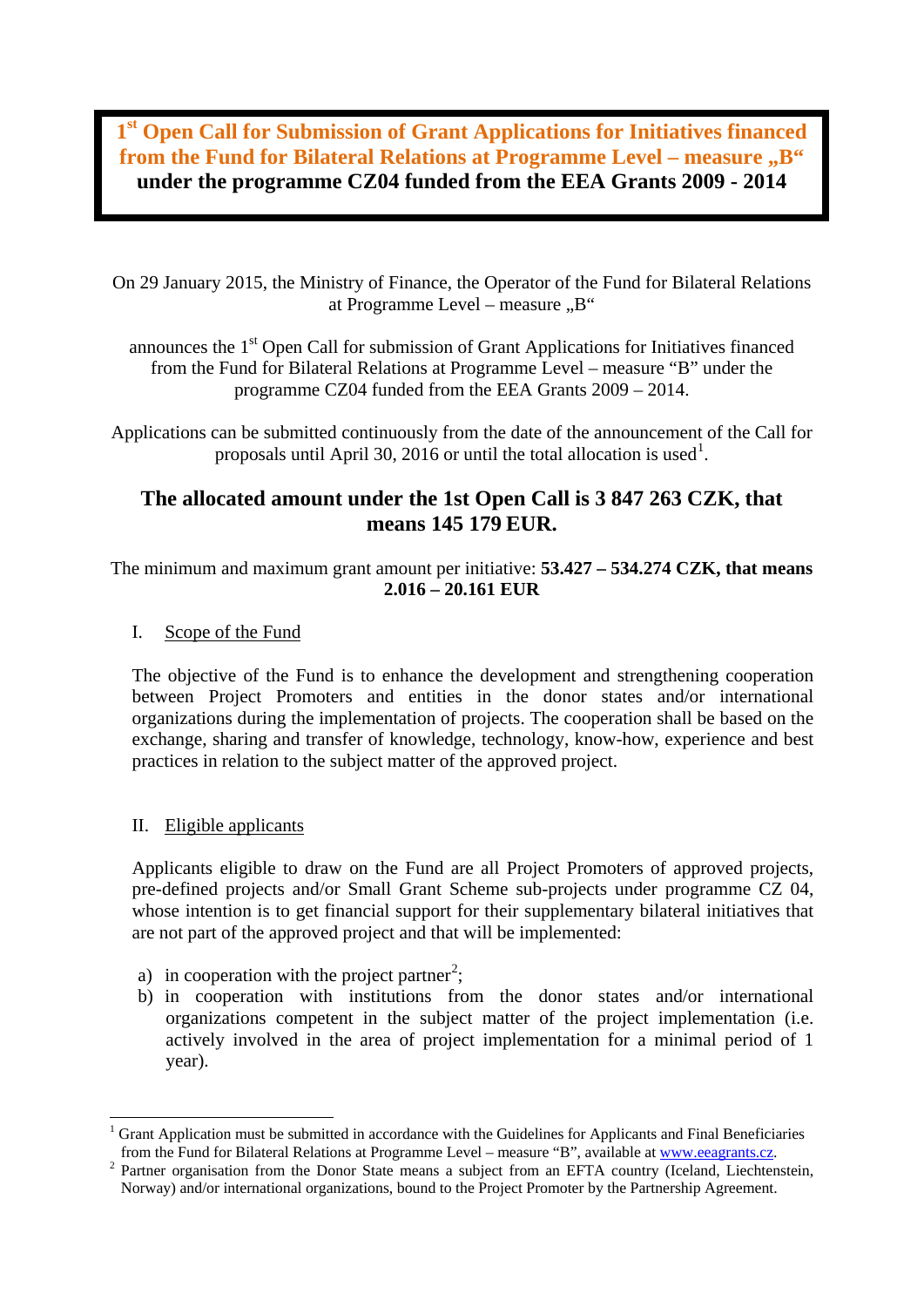# 1st Open Call for Submission of Grant Applications for Initiatives financed from the Fund for Bilateral Relations at Programme Level – measure „B“ under the programme CZ04 funded from the EEA Grants 2009 - 2014

On 29 January 2015, the Ministry of Finance, the Operator of the Fund for Bilateral Relations at Programme Level – measure „B“

announces the 1st Open Call for submission of Grant Applications for Initiatives financed from the Fund for Bilateral Relations at Programme Level – measure “B” under the programme CZ04 funded from the EEA Grants 2009 – 2014.

Applications can be submitted continuously from the date of the announcement of the Call for proposals until April 30, 2016 or until the total allocation is used[1].

## The allocated amount under the 1st Open Call is 3 847 263 CZK, that means 145 179 EUR.

The minimum and maximum grant amount per initiative: **53.427 – 534.274 CZK, that means 2.016 – 20.161 EUR**

## I. Scope of the Fund

The objective of the Fund is to enhance the development and strengthening cooperation between Project Promoters and entities in the donor states and/or international organizations during the implementation of projects. The cooperation shall be based on the exchange, sharing and transfer of knowledge, technology, know-how, experience and best practices in relation to the subject matter of the approved project.

## II. Eligible applicants

Applicants eligible to draw on the Fund are all Project Promoters of approved projects, pre-defined projects and/or Small Grant Scheme sub-projects under programme CZ 04, whose intention is to get financial support for their supplementary bilateral initiatives that are not part of the approved project and that will be implemented:

a) in cooperation with the project partner[2];
b) in cooperation with institutions from the donor states and/or international organizations competent in the subject matter of the project implementation (i.e. actively involved in the area of project implementation for a minimal period of 1 year).

---

[1] Grant Application must be submitted in accordance with the Guidelines for Applicants and Final Beneficiaries from the Fund for Bilateral Relations at Programme Level – measure “B”, available at www.eeagrants.cz.

[2] Partner organisation from the Donor State means a subject from an EFTA country (Iceland, Liechtenstein, Norway) and/or international organizations, bound to the Project Promoter by the Partnership Agreement.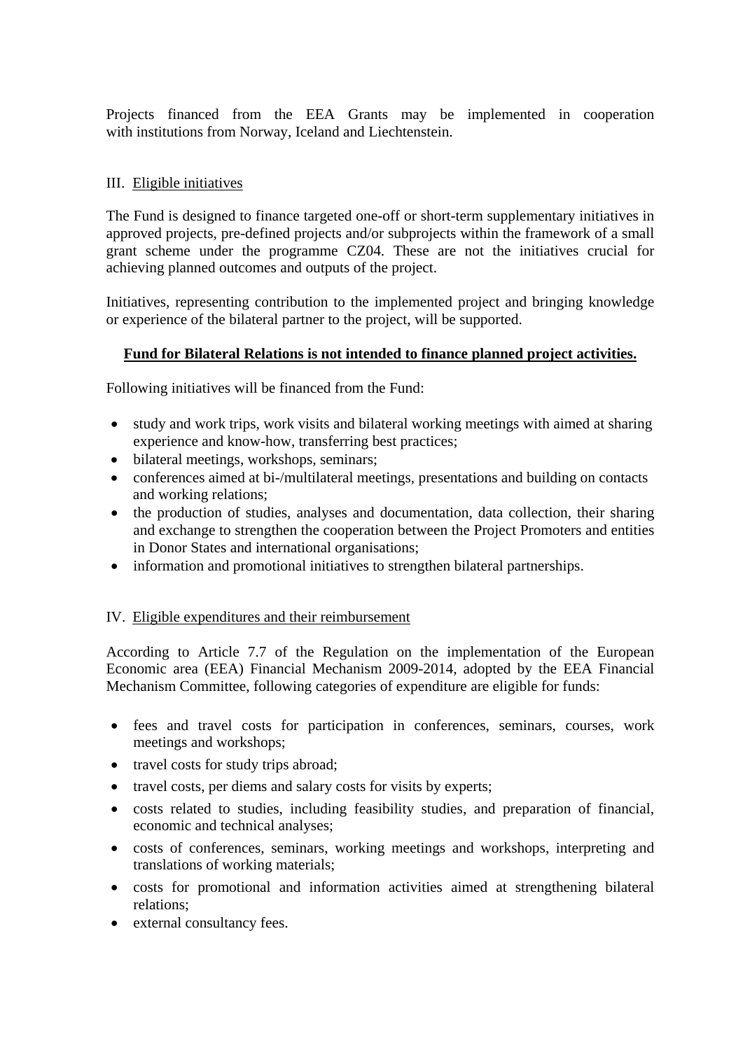Projects financed from the EEA Grants may be implemented in cooperation with institutions from Norway, Iceland and Liechtenstein.

## III. Eligible initiatives

The Fund is designed to finance targeted one-off or short-term supplementary initiatives in approved projects, pre-defined projects and/or subprojects within the framework of a small grant scheme under the programme CZ04. These are not the initiatives crucial for achieving planned outcomes and outputs of the project.

Initiatives, representing contribution to the implemented project and bringing knowledge or experience of the bilateral partner to the project, will be supported.

**Fund for Bilateral Relations is not intended to finance planned project activities.**

Following initiatives will be financed from the Fund:

- study and work trips, work visits and bilateral working meetings with aimed at sharing experience and know-how, transferring best practices;
- bilateral meetings, workshops, seminars;
- conferences aimed at bi-/multilateral meetings, presentations and building on contacts and working relations;
- the production of studies, analyses and documentation, data collection, their sharing and exchange to strengthen the cooperation between the Project Promoters and entities in Donor States and international organisations;
- information and promotional initiatives to strengthen bilateral partnerships.

## IV. Eligible expenditures and their reimbursement

According to Article 7.7 of the Regulation on the implementation of the European Economic area (EEA) Financial Mechanism 2009-2014, adopted by the EEA Financial Mechanism Committee, following categories of expenditure are eligible for funds:

- fees and travel costs for participation in conferences, seminars, courses, work meetings and workshops;
- travel costs for study trips abroad;
- travel costs, per diems and salary costs for visits by experts;
- costs related to studies, including feasibility studies, and preparation of financial, economic and technical analyses;
- costs of conferences, seminars, working meetings and workshops, interpreting and translations of working materials;
- costs for promotional and information activities aimed at strengthening bilateral relations;
- external consultancy fees.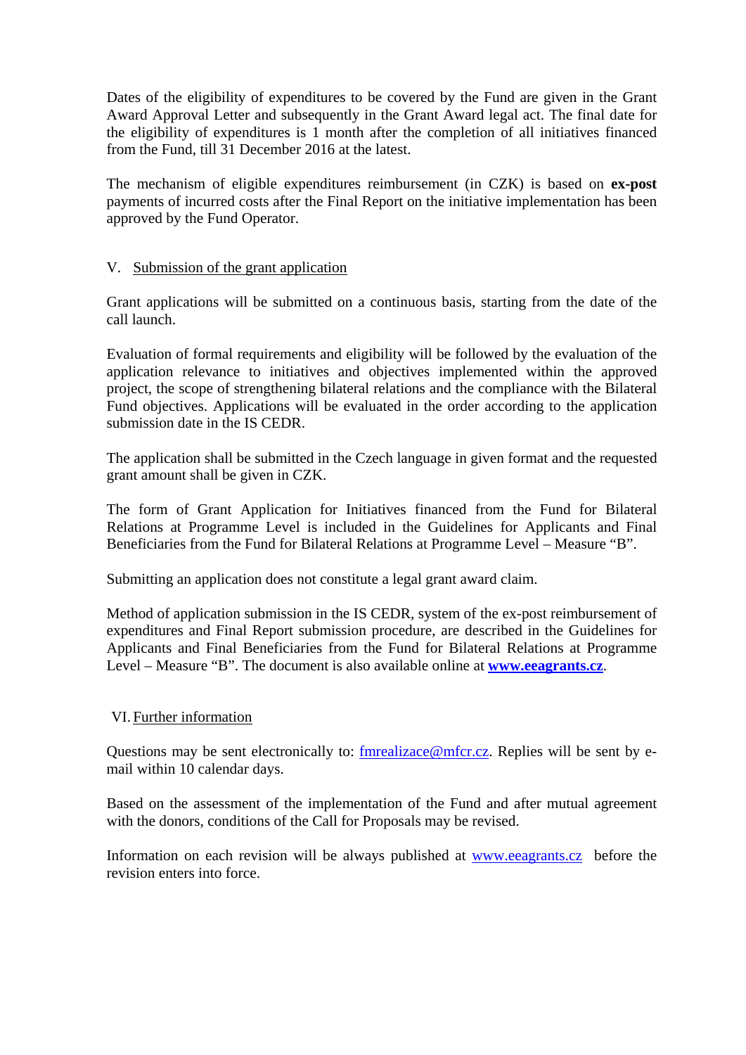Dates of the eligibility of expenditures to be covered by the Fund are given in the Grant Award Approval Letter and subsequently in the Grant Award legal act. The final date for the eligibility of expenditures is 1 month after the completion of all initiatives financed from the Fund, till 31 December 2016 at the latest.

The mechanism of eligible expenditures reimbursement (in CZK) is based on **ex-post** payments of incurred costs after the Final Report on the initiative implementation has been approved by the Fund Operator.

## V. Submission of the grant application

Grant applications will be submitted on a continuous basis, starting from the date of the call launch.

Evaluation of formal requirements and eligibility will be followed by the evaluation of the application relevance to initiatives and objectives implemented within the approved project, the scope of strengthening bilateral relations and the compliance with the Bilateral Fund objectives. Applications will be evaluated in the order according to the application submission date in the IS CEDR.

The application shall be submitted in the Czech language in given format and the requested grant amount shall be given in CZK.

The form of Grant Application for Initiatives financed from the Fund for Bilateral Relations at Programme Level is included in the Guidelines for Applicants and Final Beneficiaries from the Fund for Bilateral Relations at Programme Level – Measure “B”.

Submitting an application does not constitute a legal grant award claim.

Method of application submission in the IS CEDR, system of the ex-post reimbursement of expenditures and Final Report submission procedure, are described in the Guidelines for Applicants and Final Beneficiaries from the Fund for Bilateral Relations at Programme Level – Measure “B”. The document is also available online at **www.eeagrants.cz**.

## VI. Further information

Questions may be sent electronically to: fmrealizace@mfcr.cz. Replies will be sent by e-mail within 10 calendar days.

Based on the assessment of the implementation of the Fund and after mutual agreement with the donors, conditions of the Call for Proposals may be revised.

Information on each revision will be always published at www.eeagrants.cz before the revision enters into force.